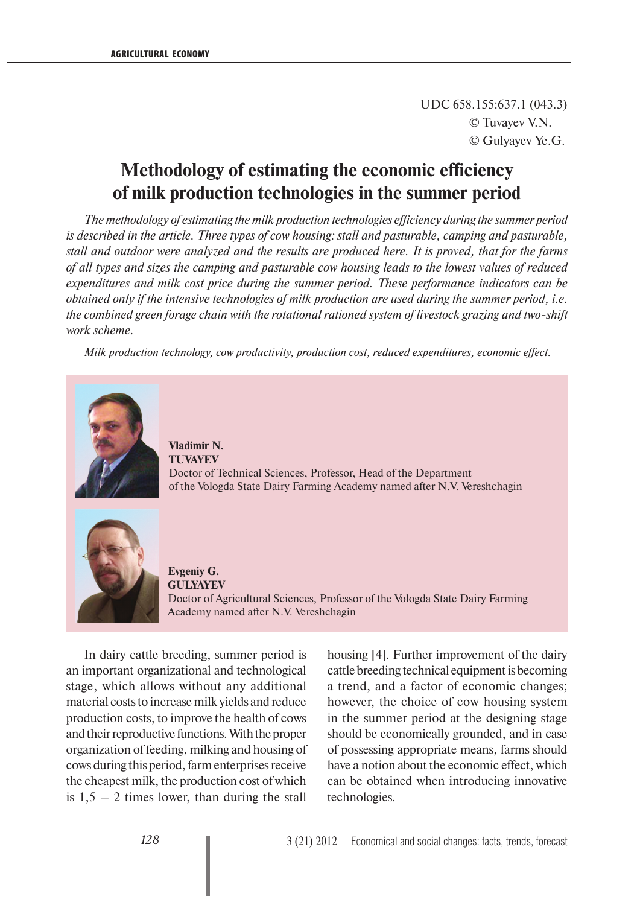UDC 658.155:637.1 (043.3)
© Tuvayev V.N.
© Gulyayev Ye.G.

# Methodology of estimating the economic efficiency of milk production technologies in the summer period

*The methodology of estimating the milk production technologies efficiency during the summer period is described in the article. Three types of cow housing: stall and pasturable, camping and pasturable, stall and outdoor were analyzed and the results are produced here. It is proved, that for the farms of all types and sizes the camping and pasturable cow housing leads to the lowest values of reduced expenditures and milk cost price during the summer period. These performance indicators can be obtained only if the intensive technologies of milk production are used during the summer period, i.e. the combined green forage chain with the rotational rationed system of livestock grazing and two-shift work scheme.*

*Milk production technology, cow productivity, production cost, reduced expenditures, economic effect.*

**Vladimir N. TUVAYEV**
Doctor of Technical Sciences, Professor, Head of the Department of the Vologda State Dairy Farming Academy named after N.V. Vereshchagin

**Evgeniy G. GULYAYEV**
Doctor of Agricultural Sciences, Professor of the Vologda State Dairy Farming Academy named after N.V. Vereshchagin

In dairy cattle breeding, summer period is an important organizational and technological stage, which allows without any additional material costs to increase milk yields and reduce production costs, to improve the health of cows and their reproductive functions. With the proper organization of feeding, milking and housing of cows during this period, farm enterprises receive the cheapest milk, the production cost of which is 1,5 – 2 times lower, than during the stall housing [4]. Further improvement of the dairy cattle breeding technical equipment is becoming a trend, and a factor of economic changes; however, the choice of cow housing system in the summer period at the designing stage should be economically grounded, and in case of possessing appropriate means, farms should have a notion about the economic effect, which can be obtained when introducing innovative technologies.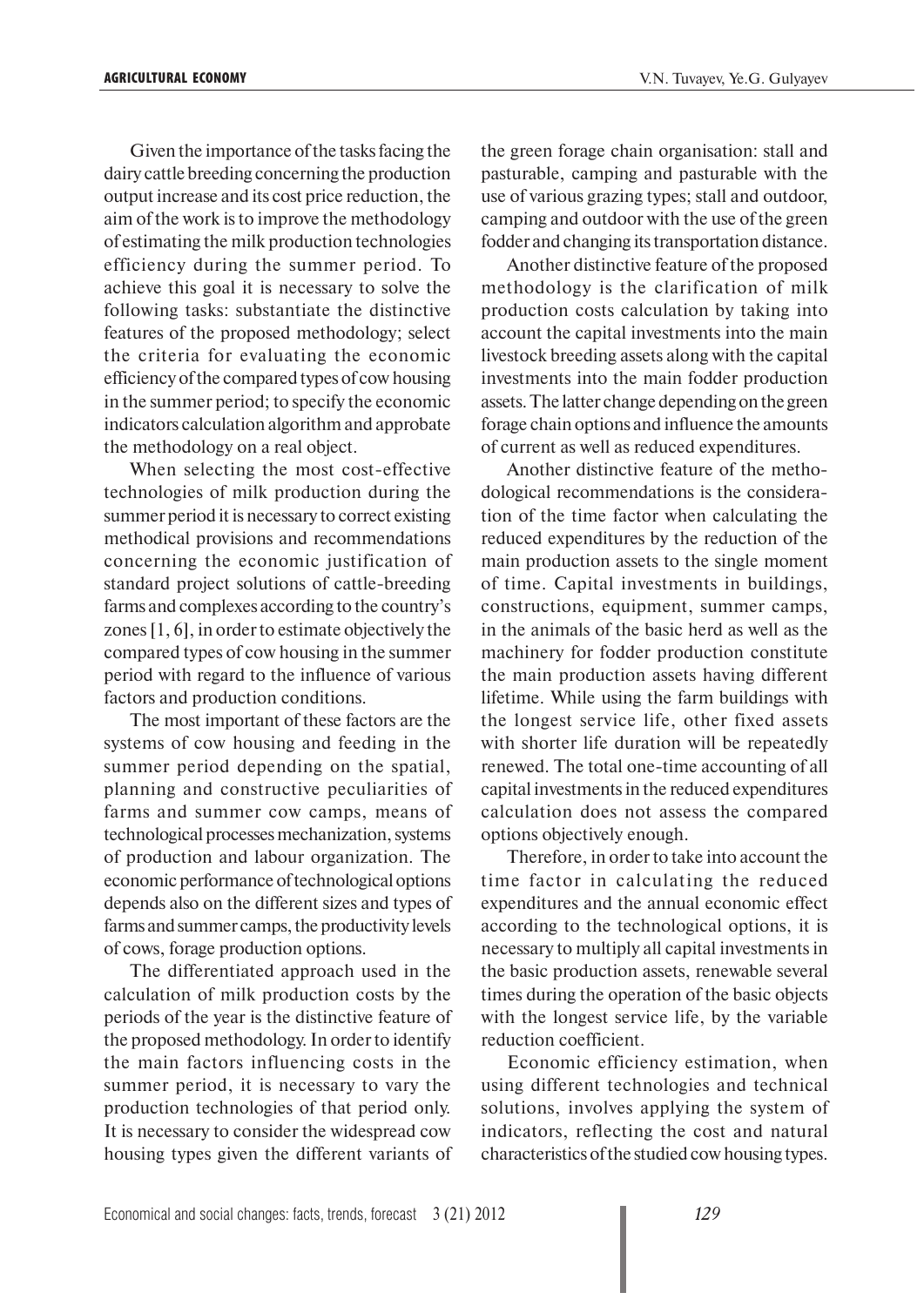Given the importance of the tasks facing the dairy cattle breeding concerning the production output increase and its cost price reduction, the aim of the work is to improve the methodology of estimating the milk production technologies efficiency during the summer period. To achieve this goal it is necessary to solve the following tasks: substantiate the distinctive features of the proposed methodology; select the criteria for evaluating the economic efficiency of the compared types of cow housing in the summer period; to specify the economic indicators calculation algorithm and approbate the methodology on a real object.

When selecting the most cost-effective technologies of milk production during the summer period it is necessary to correct existing methodical provisions and recommendations concerning the economic justification of standard project solutions of cattle-breeding farms and complexes according to the country's zones [1, 6], in order to estimate objectively the compared types of cow housing in the summer period with regard to the influence of various factors and production conditions.

The most important of these factors are the systems of cow housing and feeding in the summer period depending on the spatial, planning and constructive peculiarities of farms and summer cow camps, means of technological processes mechanization, systems of production and labour organization. The economic performance of technological options depends also on the different sizes and types of farms and summer camps, the productivity levels of cows, forage production options.

The differentiated approach used in the calculation of milk production costs by the periods of the year is the distinctive feature of the proposed methodology. In order to identify the main factors influencing costs in the summer period, it is necessary to vary the production technologies of that period only. It is necessary to consider the widespread cow housing types given the different variants of the green forage chain organisation: stall and pasturable, camping and pasturable with the use of various grazing types; stall and outdoor, camping and outdoor with the use of the green fodder and changing its transportation distance.

Another distinctive feature of the proposed methodology is the clarification of milk production costs calculation by taking into account the capital investments into the main livestock breeding assets along with the capital investments into the main fodder production assets. The latter change depending on the green forage chain options and influence the amounts of current as well as reduced expenditures.

Another distinctive feature of the methodological recommendations is the consideration of the time factor when calculating the reduced expenditures by the reduction of the main production assets to the single moment of time. Capital investments in buildings, constructions, equipment, summer camps, in the animals of the basic herd as well as the machinery for fodder production constitute the main production assets having different lifetime. While using the farm buildings with the longest service life, other fixed assets with shorter life duration will be repeatedly renewed. The total one-time accounting of all capital investments in the reduced expenditures calculation does not assess the compared options objectively enough.

Therefore, in order to take into account the time factor in calculating the reduced expenditures and the annual economic effect according to the technological options, it is necessary to multiply all capital investments in the basic production assets, renewable several times during the operation of the basic objects with the longest service life, by the variable reduction coefficient.

Economic efficiency estimation, when using different technologies and technical solutions, involves applying the system of indicators, reflecting the cost and natural characteristics of the studied cow housing types.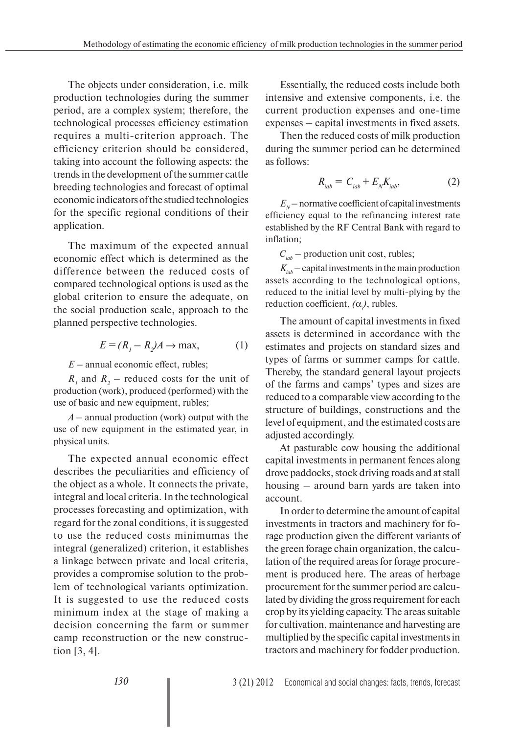The objects under consideration, i.e. milk production technologies during the summer period, are a complex system; therefore, the technological processes efficiency estimation requires a multi-criterion approach. The efficiency criterion should be considered, taking into account the following aspects: the trends in the development of the summer cattle breeding technologies and forecast of optimal economic indicators of the studied technologies for the specific regional conditions of their application.

The maximum of the expected annual economic effect which is determined as the difference between the reduced costs of compared technological options is used as the global criterion to ensure the adequate, on the social production scale, approach to the planned perspective technologies.

$$E = (R_1 - R_2)A \rightarrow \max, \qquad (1)$$

$E$ – annual economic effect, rubles;

$R_1$ and $R_2$ – reduced costs for the unit of production (work), produced (performed) with the use of basic and new equipment, rubles;

$A$ – annual production (work) output with the use of new equipment in the estimated year, in physical units.

The expected annual economic effect describes the peculiarities and efficiency of the object as a whole. It connects the private, integral and local criteria. In the technological processes forecasting and optimization, with regard for the zonal conditions, it is suggested to use the reduced costs minimumas the integral (generalized) criterion, it establishes a linkage between private and local criteria, provides a compromise solution to the problem of technological variants optimization. It is suggested to use the reduced costs minimum index at the stage of making a decision concerning the farm or summer camp reconstruction or the new construction [3, 4].

Essentially, the reduced costs include both intensive and extensive components, i.e. the current production expenses and one-time expenses – capital investments in fixed assets.

Then the reduced costs of milk production during the summer period can be determined as follows:

$$R_{iab} = C_{iab} + E_N K_{iab}, \qquad (2)$$

$E_N$ – normative coefficient of capital investments efficiency equal to the refinancing interest rate established by the RF Central Bank with regard to inflation;

$C_{iab}$ – production unit cost, rubles;

$K_{iab}$ – capital investments in the main production assets according to the technological options, reduced to the initial level by multi-plying by the reduction coefficient, $(\alpha_t)$, rubles.

The amount of capital investments in fixed assets is determined in accordance with the estimates and projects on standard sizes and types of farms or summer camps for cattle. Thereby, the standard general layout projects of the farms and camps' types and sizes are reduced to a comparable view according to the structure of buildings, constructions and the level of equipment, and the estimated costs are adjusted accordingly.

At pasturable cow housing the additional capital investments in permanent fences along drove paddocks, stock driving roads and at stall housing – around barn yards are taken into account.

In order to determine the amount of capital investments in tractors and machinery for forage production given the different variants of the green forage chain organization, the calculation of the required areas for forage procurement is produced here. The areas of herbage procurement for the summer period are calculated by dividing the gross requirement for each crop by its yielding capacity. The areas suitable for cultivation, maintenance and harvesting are multiplied by the specific capital investments in tractors and machinery for fodder production.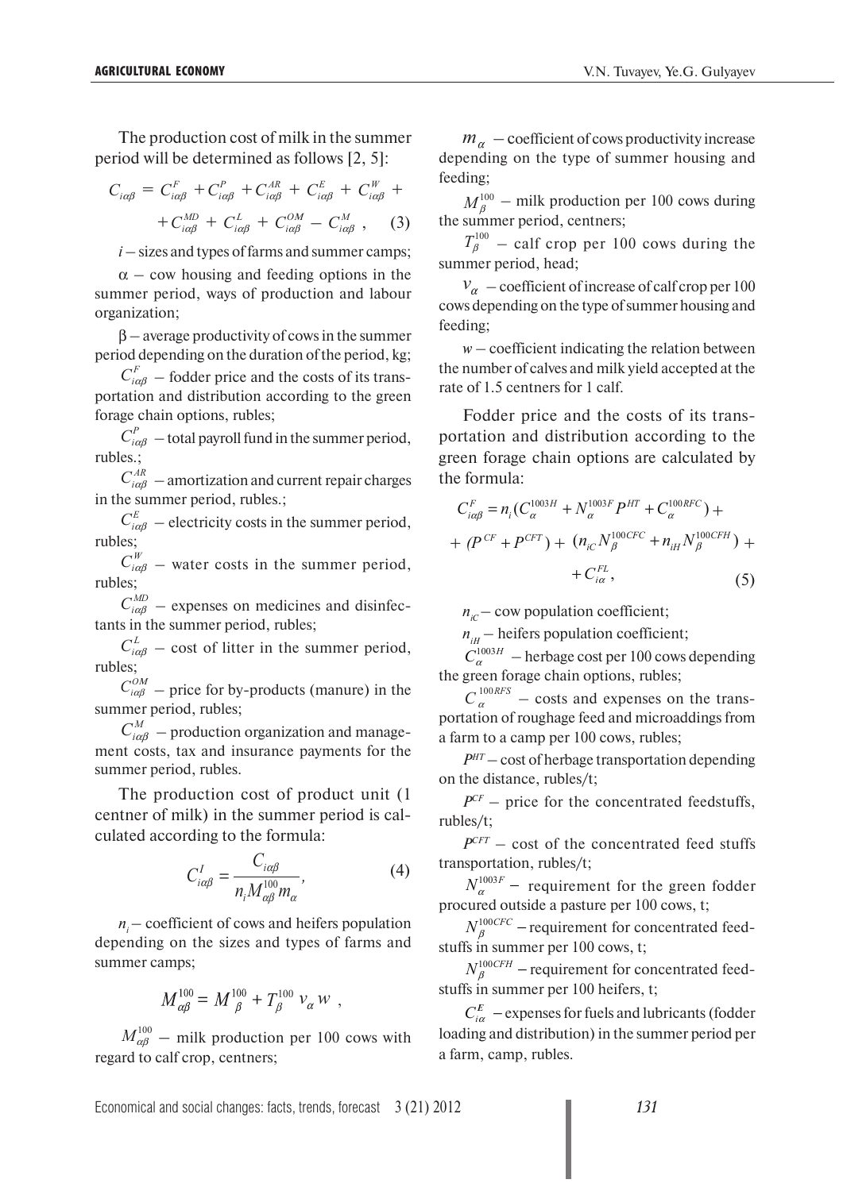The production cost of milk in the summer period will be determined as follows [2, 5]:

$$C_{i\alpha\beta} = C^{F}_{i\alpha\beta} + C^{P}_{i\alpha\beta} + C^{AR}_{i\alpha\beta} + C^{E}_{i\alpha\beta} + C^{W}_{i\alpha\beta} + C^{MD}_{i\alpha\beta} + C^{L}_{i\alpha\beta} + C^{OM}_{i\alpha\beta} - C^{M}_{i\alpha\beta}, \quad (3)$$

$i$ – sizes and types of farms and summer camps;

$\alpha$ – cow housing and feeding options in the summer period, ways of production and labour organization;

$\beta$ – average productivity of cows in the summer period depending on the duration of the period, kg;

$C^{F}_{i\alpha\beta}$ – fodder price and the costs of its transportation and distribution according to the green forage chain options, rubles;

$C^{P}_{i\alpha\beta}$ – total payroll fund in the summer period, rubles.;

$C^{AR}_{i\alpha\beta}$ – amortization and current repair charges in the summer period, rubles.;

$C^{E}_{i\alpha\beta}$ – electricity costs in the summer period, rubles;

$C^{W}_{i\alpha\beta}$ – water costs in the summer period, rubles;

$C^{MD}_{i\alpha\beta}$ – expenses on medicines and disinfectants in the summer period, rubles;

$C^{L}_{i\alpha\beta}$ – cost of litter in the summer period, rubles;

$C^{OM}_{i\alpha\beta}$ – price for by-products (manure) in the summer period, rubles;

$C^{M}_{i\alpha\beta}$ – production organization and management costs, tax and insurance payments for the summer period, rubles.

The production cost of product unit (1 centner of milk) in the summer period is calculated according to the formula:

$$C^{I}_{i\alpha\beta} = \frac{C_{i\alpha\beta}}{n_i M^{100}_{\alpha\beta} m_\alpha}, \quad (4)$$

$n_i$ – coefficient of cows and heifers population depending on the sizes and types of farms and summer camps;

$$M^{100}_{\alpha\beta} = M^{100}_{\beta} + T^{100}_{\beta} v_\alpha w,$$

$M^{100}_{\alpha\beta}$ – milk production per 100 cows with regard to calf crop, centners;

$m_\alpha$ – coefficient of cows productivity increase depending on the type of summer housing and feeding;

$M^{100}_{\beta}$ – milk production per 100 cows during the summer period, centners;

$T^{100}_{\beta}$ – calf crop per 100 cows during the summer period, head;

$v_\alpha$ – coefficient of increase of calf crop per 100 cows depending on the type of summer housing and feeding;

$w$ – coefficient indicating the relation between the number of calves and milk yield accepted at the rate of 1.5 centners for 1 calf.

Fodder price and the costs of its transportation and distribution according to the green forage chain options are calculated by the formula:

$$C^{F}_{i\alpha\beta} = n_i (C^{1003H}_{\alpha} + N^{1003F}_{\alpha} P^{HT} + C^{100RFC}_{\alpha}) + (P^{CF} + P^{CFT}) + (n_{iC} N^{100CFC}_{\beta} + n_{iH} N^{100CFH}_{\beta}) + C^{FL}_{i\alpha}, \quad (5)$$

$n_{iC}$ – cow population coefficient;

$n_{iH}$ – heifers population coefficient;

$C^{1003H}_{\alpha}$ – herbage cost per 100 cows depending the green forage chain options, rubles;

$C^{100RFS}_{\alpha}$ – costs and expenses on the transportation of roughage feed and microaddings from a farm to a camp per 100 cows, rubles;

$P^{HT}$ – cost of herbage transportation depending on the distance, rubles/t;

$P^{CF}$ – price for the concentrated feedstuffs, rubles/t;

$P^{CFT}$ – cost of the concentrated feed stuffs transportation, rubles/t;

$N^{1003F}_{\alpha}$ – requirement for the green fodder procured outside a pasture per 100 cows, t;

$N^{100CFC}_{\beta}$ – requirement for concentrated feedstuffs in summer per 100 cows, t;

$N^{100CFH}_{\beta}$ – requirement for concentrated feedstuffs in summer per 100 heifers, t;

$C^{E}_{i\alpha}$ – expenses for fuels and lubricants (fodder loading and distribution) in the summer period per a farm, camp, rubles.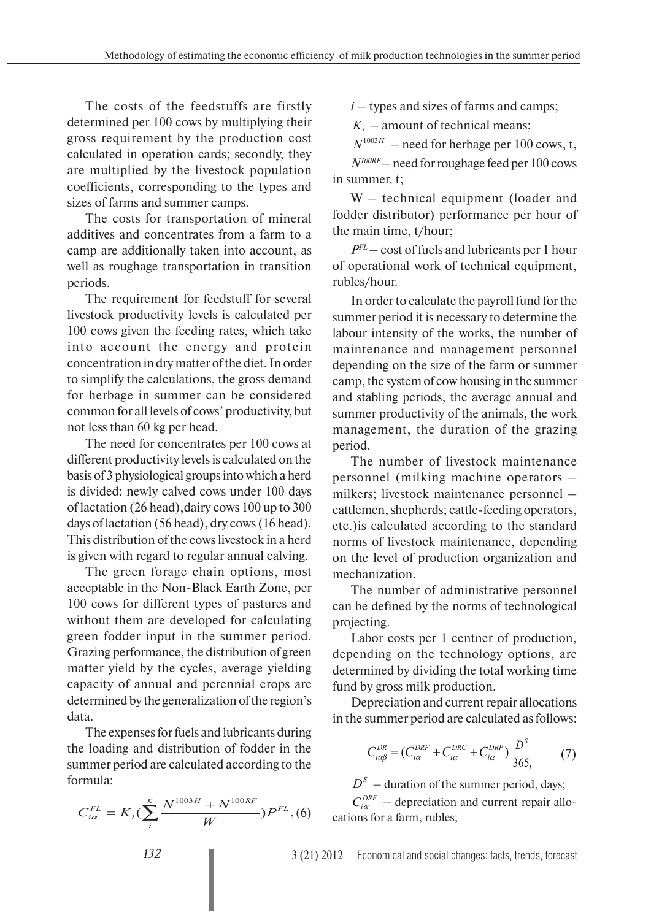The costs of the feedstuffs are firstly determined per 100 cows by multiplying their gross requirement by the production cost calculated in operation cards; secondly, they are multiplied by the livestock population coefficients, corresponding to the types and sizes of farms and summer camps.

The costs for transportation of mineral additives and concentrates from a farm to a camp are additionally taken into account, as well as roughage transportation in transition periods.

The requirement for feedstuff for several livestock productivity levels is calculated per 100 cows given the feeding rates, which take into account the energy and protein concentration in dry matter of the diet. In order to simplify the calculations, the gross demand for herbage in summer can be considered common for all levels of cows' productivity, but not less than 60 kg per head.

The need for concentrates per 100 cows at different productivity levels is calculated on the basis of 3 physiological groups into which a herd is divided: newly calved cows under 100 days of lactation (26 head),dairy cows 100 up to 300 days of lactation (56 head), dry cows (16 head). This distribution of the cows livestock in a herd is given with regard to regular annual calving.

The green forage chain options, most acceptable in the Non-Black Earth Zone, per 100 cows for different types of pastures and without them are developed for calculating green fodder input in the summer period. Grazing performance, the distribution of green matter yield by the cycles, average yielding capacity of annual and perennial crops are determined by the generalization of the region's data.

The expenses for fuels and lubricants during the loading and distribution of fodder in the summer period are calculated according to the formula:

$$C_{i\alpha}^{FL} = K_i \left( \sum_{i}^{K} \frac{N^{1003H} + N^{100RF}}{W} \right) P^{FL}, \quad (6)$$

$i$ – types and sizes of farms and camps;

$K_i$ – amount of technical means;

$N^{1003H}$ – need for herbage per 100 cows, t,

$N^{100RF}$ – need for roughage feed per 100 cows in summer, t;

W – technical equipment (loader and fodder distributor) performance per hour of the main time, t/hour;

$P^{FL}$ – cost of fuels and lubricants per 1 hour of operational work of technical equipment, rubles/hour.

In order to calculate the payroll fund for the summer period it is necessary to determine the labour intensity of the works, the number of maintenance and management personnel depending on the size of the farm or summer camp, the system of cow housing in the summer and stabling periods, the average annual and summer productivity of the animals, the work management, the duration of the grazing period.

The number of livestock maintenance personnel (milking machine operators – milkers; livestock maintenance personnel – cattlemen, shepherds; cattle-feeding operators, etc.)is calculated according to the standard norms of livestock maintenance, depending on the level of production organization and mechanization.

The number of administrative personnel can be defined by the norms of technological projecting.

Labor costs per 1 centner of production, depending on the technology options, are determined by dividing the total working time fund by gross milk production.

Depreciation and current repair allocations in the summer period are calculated as follows:

$$C_{i\alpha\beta}^{DR} = (C_{i\alpha}^{DRF} + C_{i\alpha}^{DRC} + C_{i\alpha}^{DRP}) \frac{D^S}{365}, \quad (7)$$

$D^S$ – duration of the summer period, days;

$C_{i\alpha}^{DRF}$ – depreciation and current repair allocations for a farm, rubles;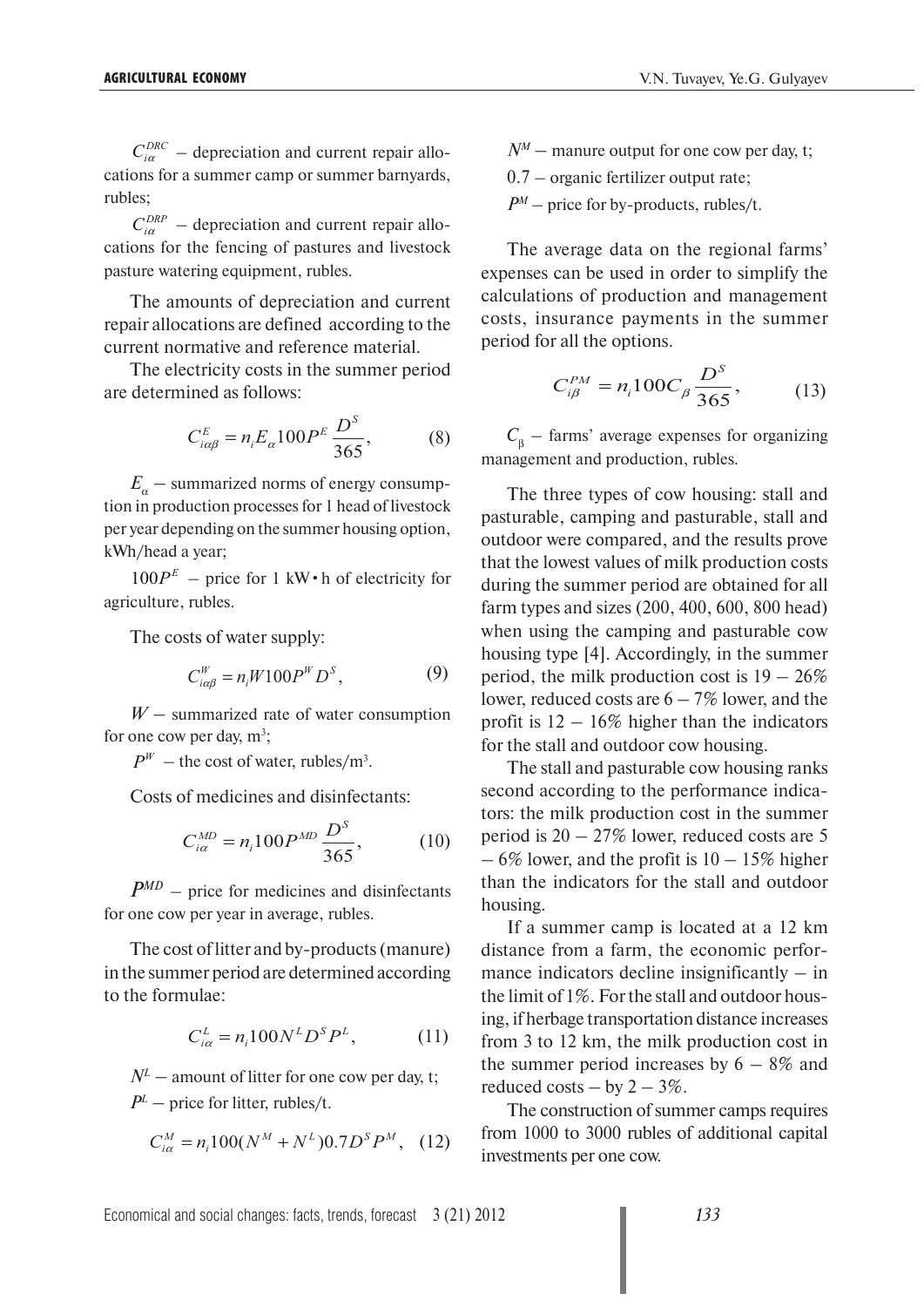$C_{i\alpha}^{DRC}$ – depreciation and current repair allocations for a summer camp or summer barnyards, rubles;

$C_{i\alpha}^{DRP}$ – depreciation and current repair allocations for the fencing of pastures and livestock pasture watering equipment, rubles.

The amounts of depreciation and current repair allocations are defined according to the current normative and reference material.

The electricity costs in the summer period are determined as follows:

$$C_{i\alpha\beta}^{E} = n_i E_\alpha 100 P^E \frac{D^S}{365}, \qquad (8)$$

$E_\alpha$ – summarized norms of energy consumption in production processes for 1 head of livestock per year depending on the summer housing option, kWh/head a year;

$100P^E$ – price for 1 kW•h of electricity for agriculture, rubles.

The costs of water supply:

$$C_{i\alpha\beta}^{W} = n_i W 100 P^W D^S, \qquad (9)$$

$W$ – summarized rate of water consumption for one cow per day, m$^3$;

$P^W$ – the cost of water, rubles/m$^3$.

Costs of medicines and disinfectants:

$$C_{i\alpha}^{MD} = n_i 100 P^{MD} \frac{D^S}{365}, \qquad (10)$$

$P^{MD}$ – price for medicines and disinfectants for one cow per year in average, rubles.

The cost of litter and by-products (manure) in the summer period are determined according to the formulae:

$$C_{i\alpha}^{L} = n_i 100 N^L D^S P^L, \qquad (11)$$

$N^L$ – amount of litter for one cow per day, t;

$P^L$ – price for litter, rubles/t.

$$C_{i\alpha}^{M} = n_i 100 (N^M + N^L) 0.7 D^S P^M, \quad (12)$$

$N^M$ – manure output for one cow per day, t;

0.7 – organic fertilizer output rate;

$P^M$ – price for by-products, rubles/t.

The average data on the regional farms' expenses can be used in order to simplify the calculations of production and management costs, insurance payments in the summer period for all the options.

$$C_{i\beta}^{PM} = n_i 100 C_\beta \frac{D^S}{365}, \qquad (13)$$

$C_\beta$ – farms' average expenses for organizing management and production, rubles.

The three types of cow housing: stall and pasturable, camping and pasturable, stall and outdoor were compared, and the results prove that the lowest values of milk production costs during the summer period are obtained for all farm types and sizes (200, 400, 600, 800 head) when using the camping and pasturable cow housing type [4]. Accordingly, in the summer period, the milk production cost is 19 – 26% lower, reduced costs are 6 – 7% lower, and the profit is 12 – 16% higher than the indicators for the stall and outdoor cow housing.

The stall and pasturable cow housing ranks second according to the performance indicators: the milk production cost in the summer period is 20 – 27% lower, reduced costs are 5 – 6% lower, and the profit is 10 – 15% higher than the indicators for the stall and outdoor housing.

If a summer camp is located at a 12 km distance from a farm, the economic performance indicators decline insignificantly – in the limit of 1%. For the stall and outdoor housing, if herbage transportation distance increases from 3 to 12 km, the milk production cost in the summer period increases by 6 – 8% and reduced costs – by 2 – 3%.

The construction of summer camps requires from 1000 to 3000 rubles of additional capital investments per one cow.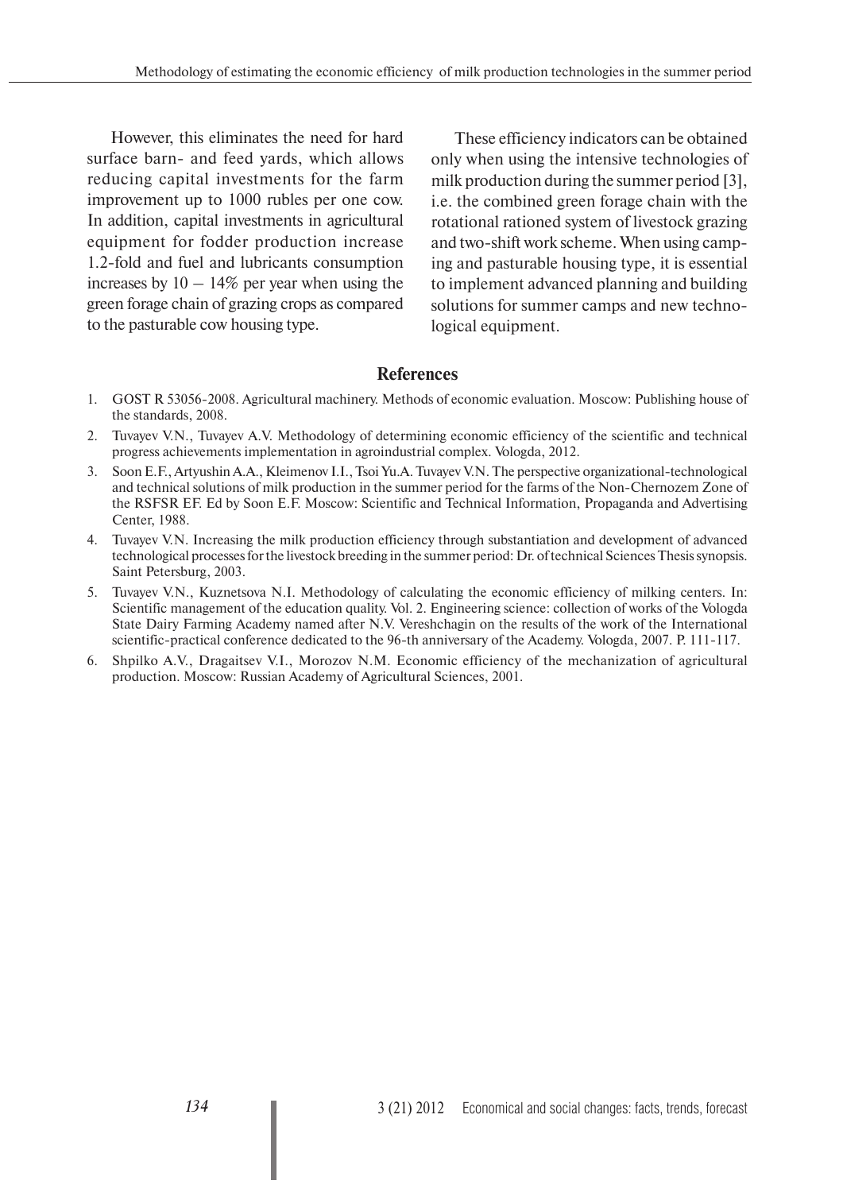However, this eliminates the need for hard surface barn- and feed yards, which allows reducing capital investments for the farm improvement up to 1000 rubles per one cow. In addition, capital investments in agricultural equipment for fodder production increase 1.2-fold and fuel and lubricants consumption increases by 10 – 14% per year when using the green forage chain of grazing crops as compared to the pasturable cow housing type.

These efficiency indicators can be obtained only when using the intensive technologies of milk production during the summer period [3], i.e. the combined green forage chain with the rotational rationed system of livestock grazing and two-shift work scheme. When using camping and pasturable housing type, it is essential to implement advanced planning and building solutions for summer camps and new technological equipment.

## References

1. GOST R 53056-2008. Agricultural machinery. Methods of economic evaluation. Moscow: Publishing house of the standards, 2008.
2. Tuvayev V.N., Tuvayev A.V. Methodology of determining economic efficiency of the scientific and technical progress achievements implementation in agroindustrial complex. Vologda, 2012.
3. Soon E.F., Artyushin A.A., Kleimenov I.I., Tsoi Yu.A. Tuvayev V.N. The perspective organizational-technological and technical solutions of milk production in the summer period for the farms of the Non-Chernozem Zone of the RSFSR EF. Ed by Soon E.F. Moscow: Scientific and Technical Information, Propaganda and Advertising Center, 1988.
4. Tuvayev V.N. Increasing the milk production efficiency through substantiation and development of advanced technological processes for the livestock breeding in the summer period: Dr. of technical Sciences Thesis synopsis. Saint Petersburg, 2003.
5. Tuvayev V.N., Kuznetsova N.I. Methodology of calculating the economic efficiency of milking centers. In: Scientific management of the education quality. Vol. 2. Engineering science: collection of works of the Vologda State Dairy Farming Academy named after N.V. Vereshchagin on the results of the work of the International scientific-practical conference dedicated to the 96-th anniversary of the Academy. Vologda, 2007. P. 111-117.
6. Shpilko A.V., Dragaitsev V.I., Morozov N.M. Economic efficiency of the mechanization of agricultural production. Moscow: Russian Academy of Agricultural Sciences, 2001.